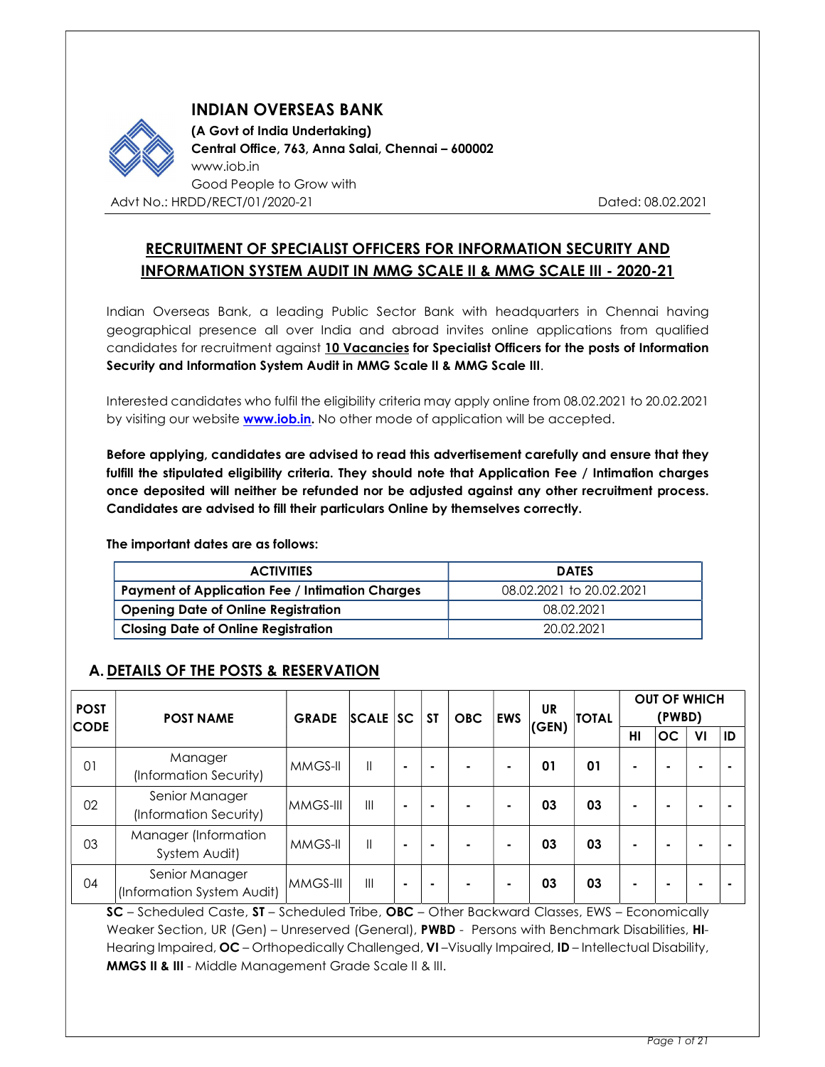# INDIAN OVERSEAS BANK

**(A Govt of India Undertaking)**
**Central Office, 763, Anna Salai, Chennai – 600002**
www.iob.in
Good People to Grow with

Advt No.: HRDD/RECT/01/2020-21 Dated: 08.02.2021

## RECRUITMENT OF SPECIALIST OFFICERS FOR INFORMATION SECURITY AND INFORMATION SYSTEM AUDIT IN MMG SCALE II & MMG SCALE III - 2020-21

Indian Overseas Bank, a leading Public Sector Bank with headquarters in Chennai having geographical presence all over India and abroad invites online applications from qualified candidates for recruitment against **10 Vacancies for Specialist Officers for the posts of Information Security and Information System Audit in MMG Scale II & MMG Scale III**.

Interested candidates who fulfil the eligibility criteria may apply online from 08.02.2021 to 20.02.2021 by visiting our website **www.iob.in.** No other mode of application will be accepted.

**Before applying, candidates are advised to read this advertisement carefully and ensure that they fulfill the stipulated eligibility criteria. They should note that Application Fee / Intimation charges once deposited will neither be refunded nor be adjusted against any other recruitment process. Candidates are advised to fill their particulars Online by themselves correctly.**

**The important dates are as follows:**

| ACTIVITIES | DATES |
|---|---|
| **Payment of Application Fee / Intimation Charges** | 08.02.2021 to 20.02.2021 |
| **Opening Date of Online Registration** | 08.02.2021 |
| **Closing Date of Online Registration** | 20.02.2021 |

## A. DETAILS OF THE POSTS & RESERVATION

| POST CODE | POST NAME | GRADE | SCALE | SC | ST | OBC | EWS | UR (GEN) | TOTAL | OUT OF WHICH (PWBD) | | | |
|---|---|---|---|---|---|---|---|---|---|---|---|---|---|
| | | | | | | | | | | HI | OC | VI | ID |
| 01 | Manager (Information Security) | MMGS-II | II | - | - | - | - | **01** | **01** | - | - | - | - |
| 02 | Senior Manager (Information Security) | MMGS-III | III | - | - | - | - | **03** | **03** | - | - | - | - |
| 03 | Manager (Information System Audit) | MMGS-II | II | - | - | - | - | **03** | **03** | - | - | - | - |
| 04 | Senior Manager (Information System Audit) | MMGS-III | III | - | - | - | - | **03** | **03** | - | - | - | - |

**SC** – Scheduled Caste, **ST** – Scheduled Tribe, **OBC** – Other Backward Classes, EWS – Economically Weaker Section, UR (Gen) – Unreserved (General), **PWBD** - Persons with Benchmark Disabilities, **HI**-Hearing Impaired, **OC** – Orthopedically Challenged, **VI** –Visually Impaired, **ID** – Intellectual Disability, **MMGS II & III** - Middle Management Grade Scale II & III.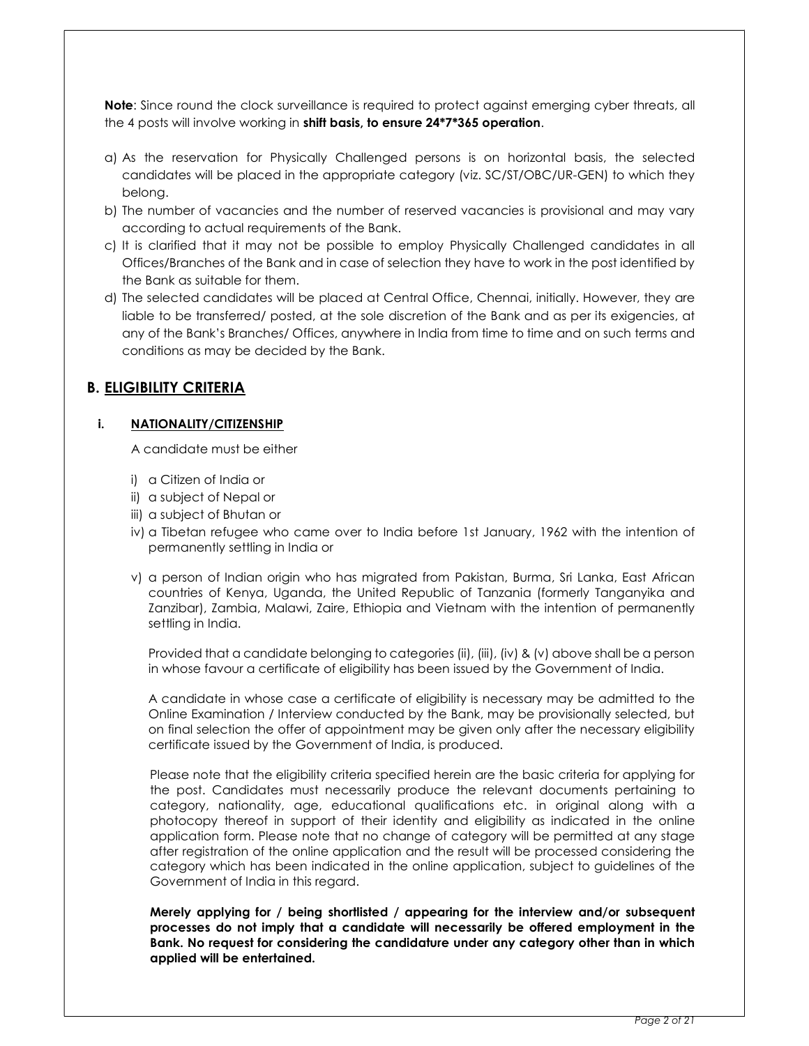**Note**: Since round the clock surveillance is required to protect against emerging cyber threats, all the 4 posts will involve working in **shift basis, to ensure 24*7*365 operation**.

a) As the reservation for Physically Challenged persons is on horizontal basis, the selected candidates will be placed in the appropriate category (viz. SC/ST/OBC/UR-GEN) to which they belong.
b) The number of vacancies and the number of reserved vacancies is provisional and may vary according to actual requirements of the Bank.
c) It is clarified that it may not be possible to employ Physically Challenged candidates in all Offices/Branches of the Bank and in case of selection they have to work in the post identified by the Bank as suitable for them.
d) The selected candidates will be placed at Central Office, Chennai, initially. However, they are liable to be transferred/ posted, at the sole discretion of the Bank and as per its exigencies, at any of the Bank's Branches/ Offices, anywhere in India from time to time and on such terms and conditions as may be decided by the Bank.

## B. ELIGIBILITY CRITERIA

### i. NATIONALITY/CITIZENSHIP

A candidate must be either

i) a Citizen of India or
ii) a subject of Nepal or
iii) a subject of Bhutan or
iv) a Tibetan refugee who came over to India before 1st January, 1962 with the intention of permanently settling in India or
v) a person of Indian origin who has migrated from Pakistan, Burma, Sri Lanka, East African countries of Kenya, Uganda, the United Republic of Tanzania (formerly Tanganyika and Zanzibar), Zambia, Malawi, Zaire, Ethiopia and Vietnam with the intention of permanently settling in India.

Provided that a candidate belonging to categories (ii), (iii), (iv) & (v) above shall be a person in whose favour a certificate of eligibility has been issued by the Government of India.

A candidate in whose case a certificate of eligibility is necessary may be admitted to the Online Examination / Interview conducted by the Bank, may be provisionally selected, but on final selection the offer of appointment may be given only after the necessary eligibility certificate issued by the Government of India, is produced.

Please note that the eligibility criteria specified herein are the basic criteria for applying for the post. Candidates must necessarily produce the relevant documents pertaining to category, nationality, age, educational qualifications etc. in original along with a photocopy thereof in support of their identity and eligibility as indicated in the online application form. Please note that no change of category will be permitted at any stage after registration of the online application and the result will be processed considering the category which has been indicated in the online application, subject to guidelines of the Government of India in this regard.

**Merely applying for / being shortlisted / appearing for the interview and/or subsequent processes do not imply that a candidate will necessarily be offered employment in the Bank. No request for considering the candidature under any category other than in which applied will be entertained.**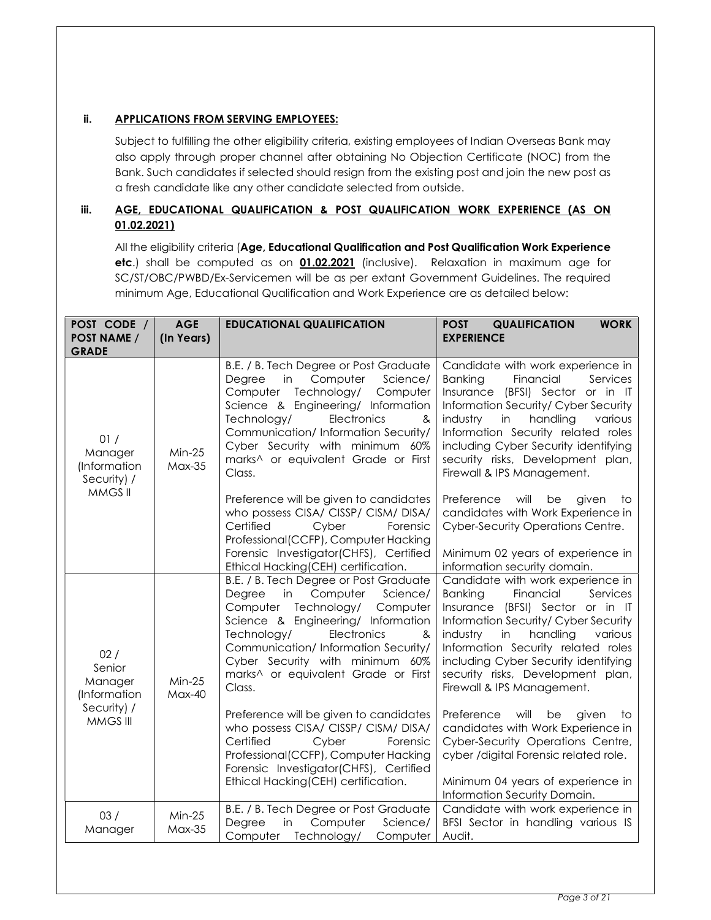### ii. APPLICATIONS FROM SERVING EMPLOYEES:

Subject to fulfilling the other eligibility criteria, existing employees of Indian Overseas Bank may also apply through proper channel after obtaining No Objection Certificate (NOC) from the Bank. Such candidates if selected should resign from the existing post and join the new post as a fresh candidate like any other candidate selected from outside.

### iii. AGE, EDUCATIONAL QUALIFICATION & POST QUALIFICATION WORK EXPERIENCE (AS ON 01.02.2021)

All the eligibility criteria (**Age, Educational Qualification and Post Qualification Work Experience etc**.) shall be computed as on **01.02.2021** (inclusive). Relaxation in maximum age for SC/ST/OBC/PWBD/Ex-Servicemen will be as per extant Government Guidelines. The required minimum Age, Educational Qualification and Work Experience are as detailed below:

| POST CODE / POST NAME / GRADE | AGE (In Years) | EDUCATIONAL QUALIFICATION | POST QUALIFICATION WORK EXPERIENCE |
|---|---|---|---|
| 01 / Manager (Information Security) / MMGS II | Min-25 Max-35 | B.E. / B. Tech Degree or Post Graduate Degree in Computer Science/ Computer Technology/ Computer Science & Engineering/ Information Technology/ Electronics & Communication/ Information Security/ Cyber Security with minimum 60% marks^ or equivalent Grade or First Class.<br><br>Preference will be given to candidates who possess CISA/ CISSP/ CISM/ DISA/ Certified Cyber Forensic Professional(CCFP), Computer Hacking Forensic Investigator(CHFS), Certified Ethical Hacking(CEH) certification. | Candidate with work experience in Banking Financial Services Insurance (BFSI) Sector or in IT Information Security/ Cyber Security industry in handling various Information Security related roles including Cyber Security identifying security risks, Development plan, Firewall & IPS Management.<br><br>Preference will be given to candidates with Work Experience in Cyber-Security Operations Centre.<br><br>Minimum 02 years of experience in information security domain. |
| 02 / Senior Manager (Information Security) / MMGS III | Min-25 Max-40 | B.E. / B. Tech Degree or Post Graduate Degree in Computer Science/ Computer Technology/ Computer Science & Engineering/ Information Technology/ Electronics & Communication/ Information Security/ Cyber Security with minimum 60% marks^ or equivalent Grade or First Class.<br><br>Preference will be given to candidates who possess CISA/ CISSP/ CISM/ DISA/ Certified Cyber Forensic Professional(CCFP), Computer Hacking Forensic Investigator(CHFS), Certified Ethical Hacking(CEH) certification. | Candidate with work experience in Banking Financial Services Insurance (BFSI) Sector or in IT Information Security/ Cyber Security industry in handling various Information Security related roles including Cyber Security identifying security risks, Development plan, Firewall & IPS Management.<br><br>Preference will be given to candidates with Work Experience in Cyber-Security Operations Centre, cyber /digital Forensic related role.<br><br>Minimum 04 years of experience in Information Security Domain. |
| 03 / Manager | Min-25 Max-35 | B.E. / B. Tech Degree or Post Graduate Degree in Computer Science/ Computer Technology/ Computer | Candidate with work experience in BFSI Sector in handling various IS Audit. |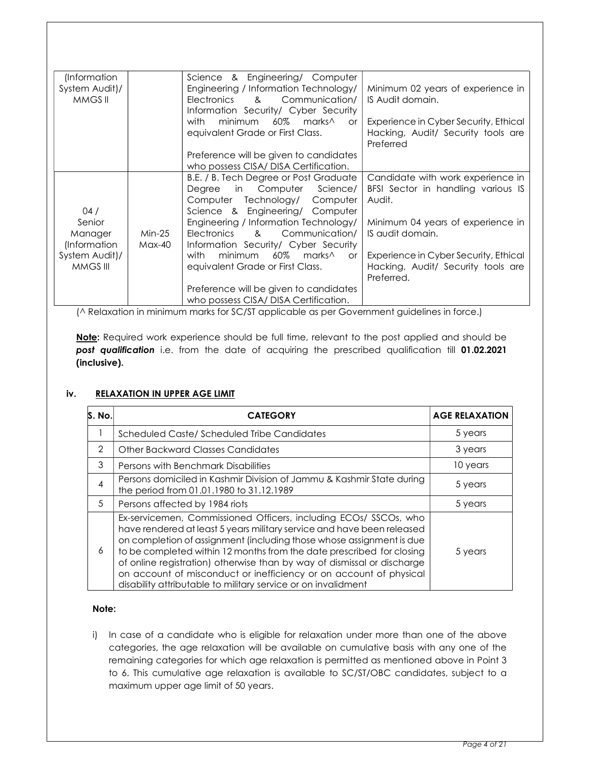| | | | |
|---|---|---|---|
| (Information System Audit)/ MMGS II | | Science & Engineering/ Computer Engineering / Information Technology/ Electronics & Communication/ Information Security/ Cyber Security with minimum 60% marks^ or equivalent Grade or First Class.<br><br>Preference will be given to candidates who possess CISA/ DISA Certification. | Minimum 02 years of experience in IS Audit domain.<br><br>Experience in Cyber Security, Ethical Hacking, Audit/ Security tools are Preferred |
| 04 / Senior Manager (Information System Audit)/ MMGS III | Min-25 Max-40 | B.E. / B. Tech Degree or Post Graduate Degree in Computer Science/ Computer Technology/ Computer Science & Engineering/ Computer Engineering / Information Technology/ Electronics & Communication/ Information Security/ Cyber Security with minimum 60% marks^ or equivalent Grade or First Class.<br><br>Preference will be given to candidates who possess CISA/ DISA Certification. | Candidate with work experience in BFSI Sector in handling various IS Audit.<br><br>Minimum 04 years of experience in IS audit domain.<br><br>Experience in Cyber Security, Ethical Hacking, Audit/ Security tools are Preferred. |

(^ Relaxation in minimum marks for SC/ST applicable as per Government guidelines in force.)

**Note:** Required work experience should be full time, relevant to the post applied and should be ***post qualification*** i.e. from the date of acquiring the prescribed qualification till **01.02.2021 (inclusive).**

### iv. RELAXATION IN UPPER AGE LIMIT

| S. No. | CATEGORY | AGE RELAXATION |
|---|---|---|
| 1 | Scheduled Caste/ Scheduled Tribe Candidates | 5 years |
| 2 | Other Backward Classes Candidates | 3 years |
| 3 | Persons with Benchmark Disabilities | 10 years |
| 4 | Persons domiciled in Kashmir Division of Jammu & Kashmir State during the period from 01.01.1980 to 31.12.1989 | 5 years |
| 5 | Persons affected by 1984 riots | 5 years |
| 6 | Ex-servicemen, Commissioned Officers, including ECOs/ SSCOs, who have rendered at least 5 years military service and have been released on completion of assignment (including those whose assignment is due to be completed within 12 months from the date prescribed for closing of online registration) otherwise than by way of dismissal or discharge on account of misconduct or inefficiency or on account of physical disability attributable to military service or on invalidment | 5 years |

**Note:**

i) In case of a candidate who is eligible for relaxation under more than one of the above categories, the age relaxation will be available on cumulative basis with any one of the remaining categories for which age relaxation is permitted as mentioned above in Point 3 to 6. This cumulative age relaxation is available to SC/ST/OBC candidates, subject to a maximum upper age limit of 50 years.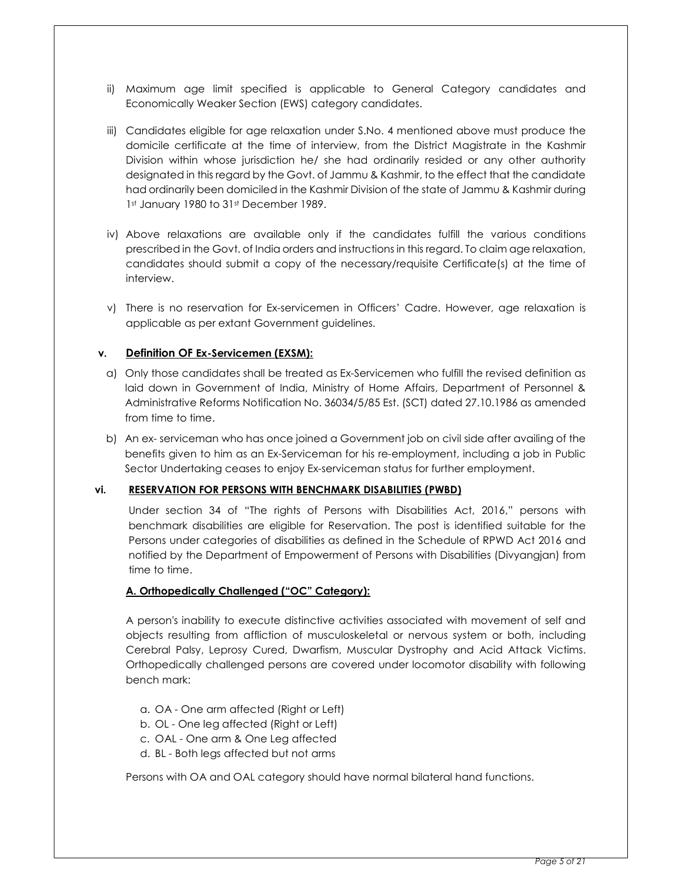ii) Maximum age limit specified is applicable to General Category candidates and Economically Weaker Section (EWS) category candidates.

iii) Candidates eligible for age relaxation under S.No. 4 mentioned above must produce the domicile certificate at the time of interview, from the District Magistrate in the Kashmir Division within whose jurisdiction he/ she had ordinarily resided or any other authority designated in this regard by the Govt. of Jammu & Kashmir, to the effect that the candidate had ordinarily been domiciled in the Kashmir Division of the state of Jammu & Kashmir during 1st January 1980 to 31st December 1989.

iv) Above relaxations are available only if the candidates fulfill the various conditions prescribed in the Govt. of India orders and instructions in this regard. To claim age relaxation, candidates should submit a copy of the necessary/requisite Certificate(s) at the time of interview.

v) There is no reservation for Ex-servicemen in Officers' Cadre. However, age relaxation is applicable as per extant Government guidelines.

**v. Definition OF Ex-Servicemen (EXSM):**

a) Only those candidates shall be treated as Ex-Servicemen who fulfill the revised definition as laid down in Government of India, Ministry of Home Affairs, Department of Personnel & Administrative Reforms Notification No. 36034/5/85 Est. (SCT) dated 27.10.1986 as amended from time to time.

b) An ex- serviceman who has once joined a Government job on civil side after availing of the benefits given to him as an Ex-Serviceman for his re-employment, including a job in Public Sector Undertaking ceases to enjoy Ex-serviceman status for further employment.

**vi. RESERVATION FOR PERSONS WITH BENCHMARK DISABILITIES (PWBD)**

Under section 34 of "The rights of Persons with Disabilities Act, 2016," persons with benchmark disabilities are eligible for Reservation. The post is identified suitable for the Persons under categories of disabilities as defined in the Schedule of RPWD Act 2016 and notified by the Department of Empowerment of Persons with Disabilities (Divyangjan) from time to time.

**A. Orthopedically Challenged ("OC" Category):**

A person's inability to execute distinctive activities associated with movement of self and objects resulting from affliction of musculoskeletal or nervous system or both, including Cerebral Palsy, Leprosy Cured, Dwarfism, Muscular Dystrophy and Acid Attack Victims. Orthopedically challenged persons are covered under locomotor disability with following bench mark:

a. OA - One arm affected (Right or Left)
b. OL - One leg affected (Right or Left)
c. OAL - One arm & One Leg affected
d. BL - Both legs affected but not arms

Persons with OA and OAL category should have normal bilateral hand functions.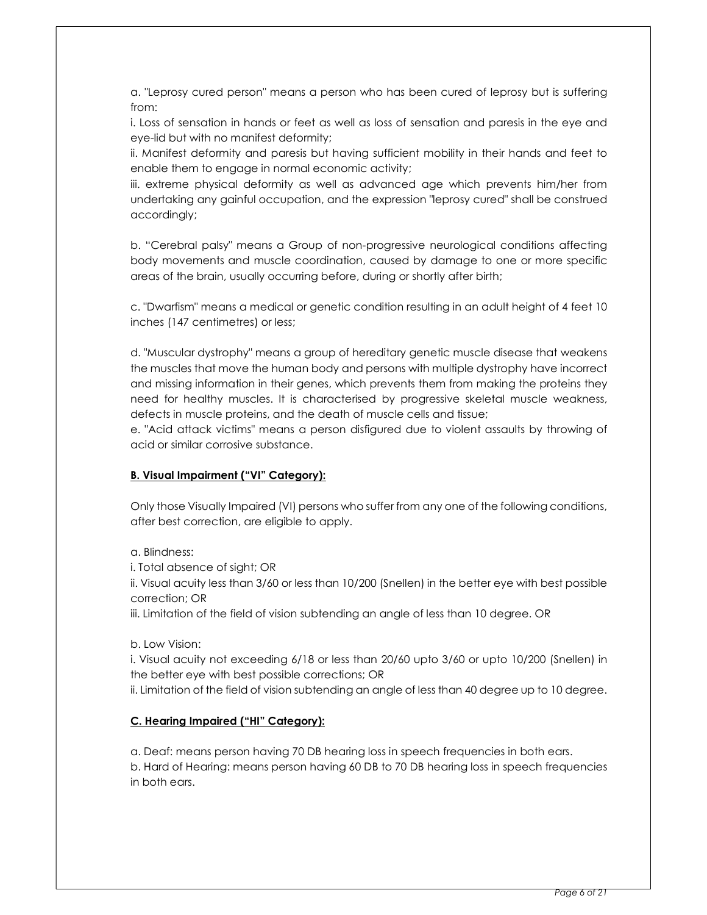a. "Leprosy cured person" means a person who has been cured of leprosy but is suffering from:

i. Loss of sensation in hands or feet as well as loss of sensation and paresis in the eye and eye-lid but with no manifest deformity;

ii. Manifest deformity and paresis but having sufficient mobility in their hands and feet to enable them to engage in normal economic activity;

iii. extreme physical deformity as well as advanced age which prevents him/her from undertaking any gainful occupation, and the expression "leprosy cured" shall be construed accordingly;

b. "Cerebral palsy" means a Group of non-progressive neurological conditions affecting body movements and muscle coordination, caused by damage to one or more specific areas of the brain, usually occurring before, during or shortly after birth;

c. "Dwarfism" means a medical or genetic condition resulting in an adult height of 4 feet 10 inches (147 centimetres) or less;

d. "Muscular dystrophy" means a group of hereditary genetic muscle disease that weakens the muscles that move the human body and persons with multiple dystrophy have incorrect and missing information in their genes, which prevents them from making the proteins they need for healthy muscles. It is characterised by progressive skeletal muscle weakness, defects in muscle proteins, and the death of muscle cells and tissue;

e. "Acid attack victims" means a person disfigured due to violent assaults by throwing of acid or similar corrosive substance.

**B. Visual Impairment ("VI" Category):**

Only those Visually Impaired (VI) persons who suffer from any one of the following conditions, after best correction, are eligible to apply.

a. Blindness:

i. Total absence of sight; OR

ii. Visual acuity less than 3/60 or less than 10/200 (Snellen) in the better eye with best possible correction; OR

iii. Limitation of the field of vision subtending an angle of less than 10 degree. OR

b. Low Vision:

i. Visual acuity not exceeding 6/18 or less than 20/60 upto 3/60 or upto 10/200 (Snellen) in the better eye with best possible corrections; OR

ii. Limitation of the field of vision subtending an angle of less than 40 degree up to 10 degree.

**C. Hearing Impaired ("HI" Category):**

a. Deaf: means person having 70 DB hearing loss in speech frequencies in both ears.

b. Hard of Hearing: means person having 60 DB to 70 DB hearing loss in speech frequencies in both ears.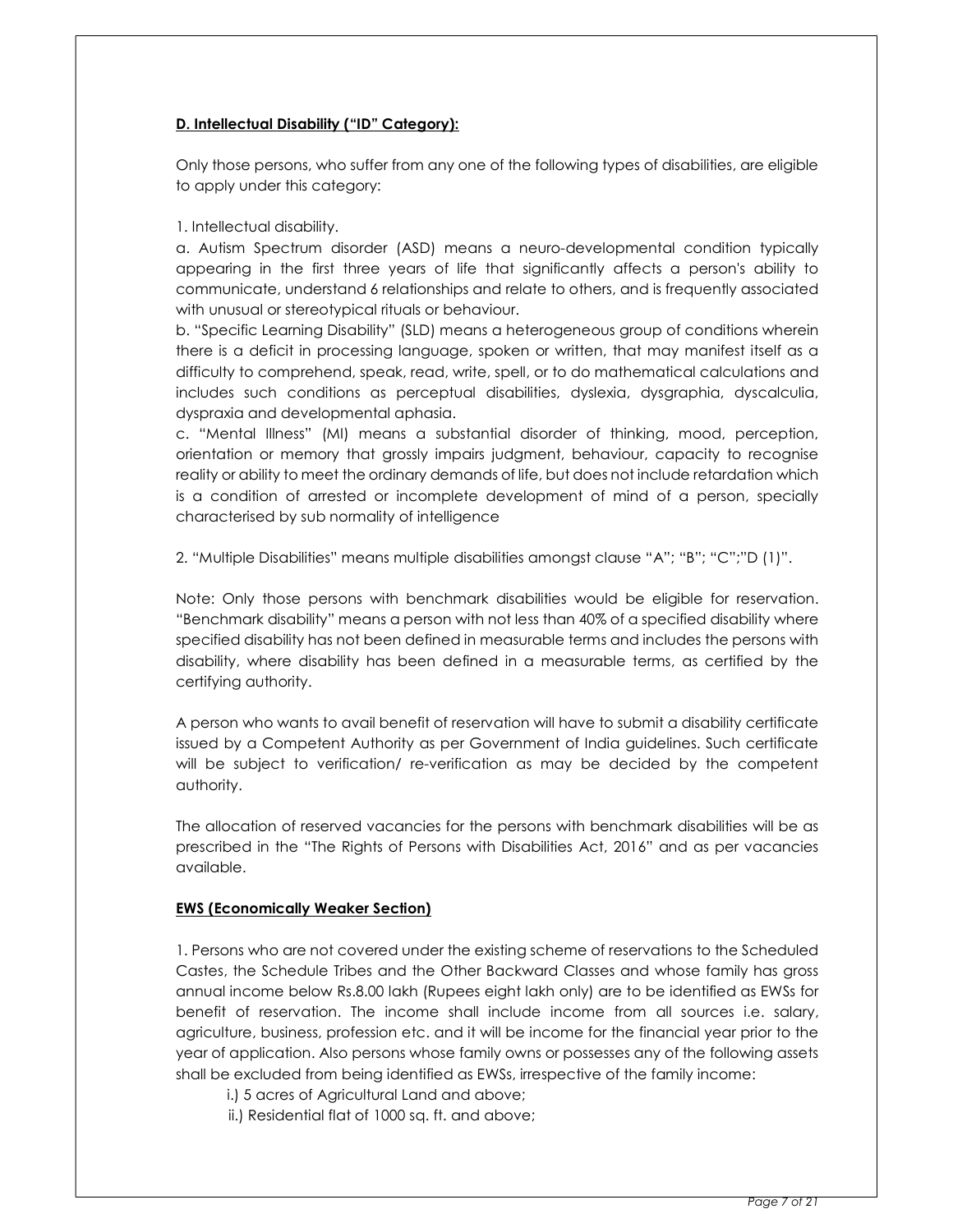**D. Intellectual Disability ("ID" Category):**

Only those persons, who suffer from any one of the following types of disabilities, are eligible to apply under this category:

1. Intellectual disability.

a. Autism Spectrum disorder (ASD) means a neuro-developmental condition typically appearing in the first three years of life that significantly affects a person's ability to communicate, understand 6 relationships and relate to others, and is frequently associated with unusual or stereotypical rituals or behaviour.

b. "Specific Learning Disability" (SLD) means a heterogeneous group of conditions wherein there is a deficit in processing language, spoken or written, that may manifest itself as a difficulty to comprehend, speak, read, write, spell, or to do mathematical calculations and includes such conditions as perceptual disabilities, dyslexia, dysgraphia, dyscalculia, dyspraxia and developmental aphasia.

c. "Mental Illness" (MI) means a substantial disorder of thinking, mood, perception, orientation or memory that grossly impairs judgment, behaviour, capacity to recognise reality or ability to meet the ordinary demands of life, but does not include retardation which is a condition of arrested or incomplete development of mind of a person, specially characterised by sub normality of intelligence

2. "Multiple Disabilities" means multiple disabilities amongst clause "A"; "B"; "C";"D (1)".

Note: Only those persons with benchmark disabilities would be eligible for reservation. "Benchmark disability" means a person with not less than 40% of a specified disability where specified disability has not been defined in measurable terms and includes the persons with disability, where disability has been defined in a measurable terms, as certified by the certifying authority.

A person who wants to avail benefit of reservation will have to submit a disability certificate issued by a Competent Authority as per Government of India guidelines. Such certificate will be subject to verification/ re-verification as may be decided by the competent authority.

The allocation of reserved vacancies for the persons with benchmark disabilities will be as prescribed in the "The Rights of Persons with Disabilities Act, 2016" and as per vacancies available.

**EWS (Economically Weaker Section)**

1. Persons who are not covered under the existing scheme of reservations to the Scheduled Castes, the Schedule Tribes and the Other Backward Classes and whose family has gross annual income below Rs.8.00 lakh (Rupees eight lakh only) are to be identified as EWSs for benefit of reservation. The income shall include income from all sources i.e. salary, agriculture, business, profession etc. and it will be income for the financial year prior to the year of application. Also persons whose family owns or possesses any of the following assets shall be excluded from being identified as EWSs, irrespective of the family income:

i.) 5 acres of Agricultural Land and above;

ii.) Residential flat of 1000 sq. ft. and above;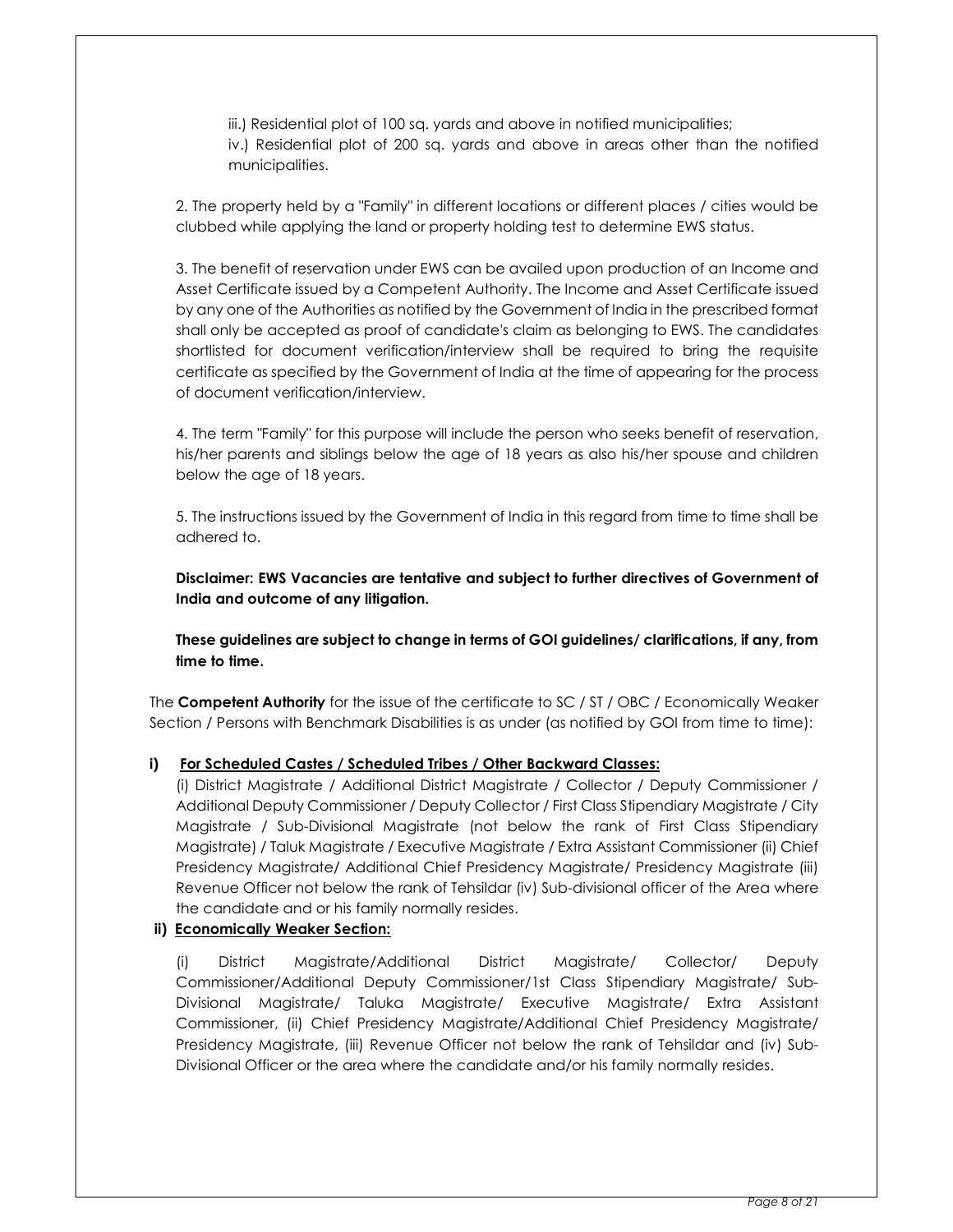iii.) Residential plot of 100 sq. yards and above in notified municipalities;

iv.) Residential plot of 200 sq. yards and above in areas other than the notified municipalities.

2. The property held by a "Family" in different locations or different places / cities would be clubbed while applying the land or property holding test to determine EWS status.

3. The benefit of reservation under EWS can be availed upon production of an Income and Asset Certificate issued by a Competent Authority. The Income and Asset Certificate issued by any one of the Authorities as notified by the Government of India in the prescribed format shall only be accepted as proof of candidate's claim as belonging to EWS. The candidates shortlisted for document verification/interview shall be required to bring the requisite certificate as specified by the Government of India at the time of appearing for the process of document verification/interview.

4. The term "Family" for this purpose will include the person who seeks benefit of reservation, his/her parents and siblings below the age of 18 years as also his/her spouse and children below the age of 18 years.

5. The instructions issued by the Government of India in this regard from time to time shall be adhered to.

**Disclaimer: EWS Vacancies are tentative and subject to further directives of Government of India and outcome of any litigation.**

**These guidelines are subject to change in terms of GOI guidelines/ clarifications, if any, from time to time.**

The **Competent Authority** for the issue of the certificate to SC / ST / OBC / Economically Weaker Section / Persons with Benchmark Disabilities is as under (as notified by GOI from time to time):

**i) For Scheduled Castes / Scheduled Tribes / Other Backward Classes:**

(i) District Magistrate / Additional District Magistrate / Collector / Deputy Commissioner / Additional Deputy Commissioner / Deputy Collector / First Class Stipendiary Magistrate / City Magistrate / Sub-Divisional Magistrate (not below the rank of First Class Stipendiary Magistrate) / Taluk Magistrate / Executive Magistrate / Extra Assistant Commissioner (ii) Chief Presidency Magistrate/ Additional Chief Presidency Magistrate/ Presidency Magistrate (iii) Revenue Officer not below the rank of Tehsildar (iv) Sub-divisional officer of the Area where the candidate and or his family normally resides.

**ii) Economically Weaker Section:**

(i) District Magistrate/Additional District Magistrate/ Collector/ Deputy Commissioner/Additional Deputy Commissioner/1st Class Stipendiary Magistrate/ Sub-Divisional Magistrate/ Taluka Magistrate/ Executive Magistrate/ Extra Assistant Commissioner, (ii) Chief Presidency Magistrate/Additional Chief Presidency Magistrate/ Presidency Magistrate, (iii) Revenue Officer not below the rank of Tehsildar and (iv) Sub-Divisional Officer or the area where the candidate and/or his family normally resides.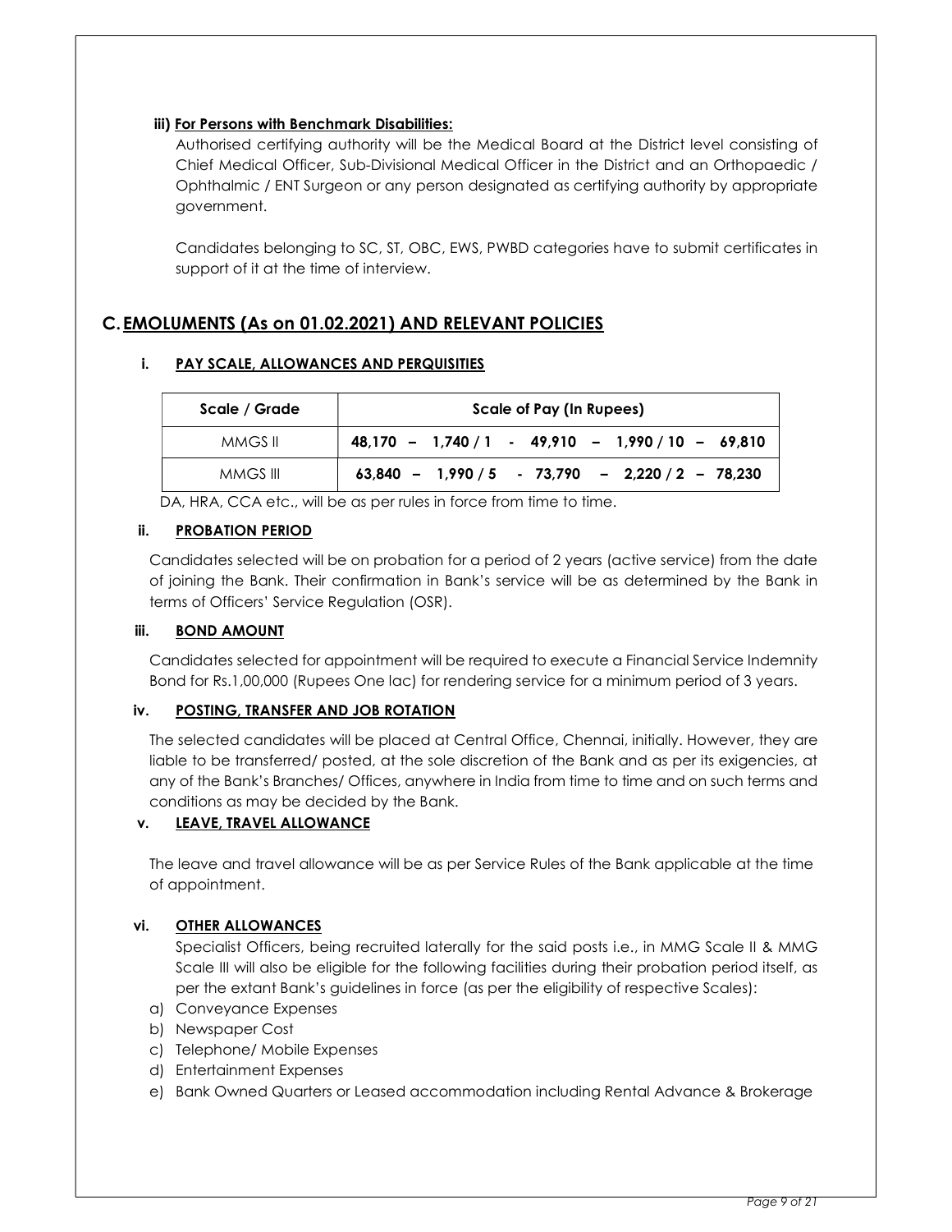**iii) For Persons with Benchmark Disabilities:**

Authorised certifying authority will be the Medical Board at the District level consisting of Chief Medical Officer, Sub-Divisional Medical Officer in the District and an Orthopaedic / Ophthalmic / ENT Surgeon or any person designated as certifying authority by appropriate government.

Candidates belonging to SC, ST, OBC, EWS, PWBD categories have to submit certificates in support of it at the time of interview.

## C. EMOLUMENTS (As on 01.02.2021) AND RELEVANT POLICIES

### i. PAY SCALE, ALLOWANCES AND PERQUISITIES

| Scale / Grade | Scale of Pay (In Rupees) |
|---|---|
| MMGS II | **48,170 – 1,740 / 1 - 49,910 – 1,990 / 10 – 69,810** |
| MMGS III | **63,840 – 1,990 / 5 - 73,790 – 2,220 / 2 – 78,230** |

DA, HRA, CCA etc., will be as per rules in force from time to time.

### ii. PROBATION PERIOD

Candidates selected will be on probation for a period of 2 years (active service) from the date of joining the Bank. Their confirmation in Bank's service will be as determined by the Bank in terms of Officers' Service Regulation (OSR).

### iii. BOND AMOUNT

Candidates selected for appointment will be required to execute a Financial Service Indemnity Bond for Rs.1,00,000 (Rupees One lac) for rendering service for a minimum period of 3 years.

### iv. POSTING, TRANSFER AND JOB ROTATION

The selected candidates will be placed at Central Office, Chennai, initially. However, they are liable to be transferred/ posted, at the sole discretion of the Bank and as per its exigencies, at any of the Bank's Branches/ Offices, anywhere in India from time to time and on such terms and conditions as may be decided by the Bank.

### v. LEAVE, TRAVEL ALLOWANCE

The leave and travel allowance will be as per Service Rules of the Bank applicable at the time of appointment.

### vi. OTHER ALLOWANCES

Specialist Officers, being recruited laterally for the said posts i.e., in MMG Scale II & MMG Scale III will also be eligible for the following facilities during their probation period itself, as per the extant Bank's guidelines in force (as per the eligibility of respective Scales):

a) Conveyance Expenses
b) Newspaper Cost
c) Telephone/ Mobile Expenses
d) Entertainment Expenses
e) Bank Owned Quarters or Leased accommodation including Rental Advance & Brokerage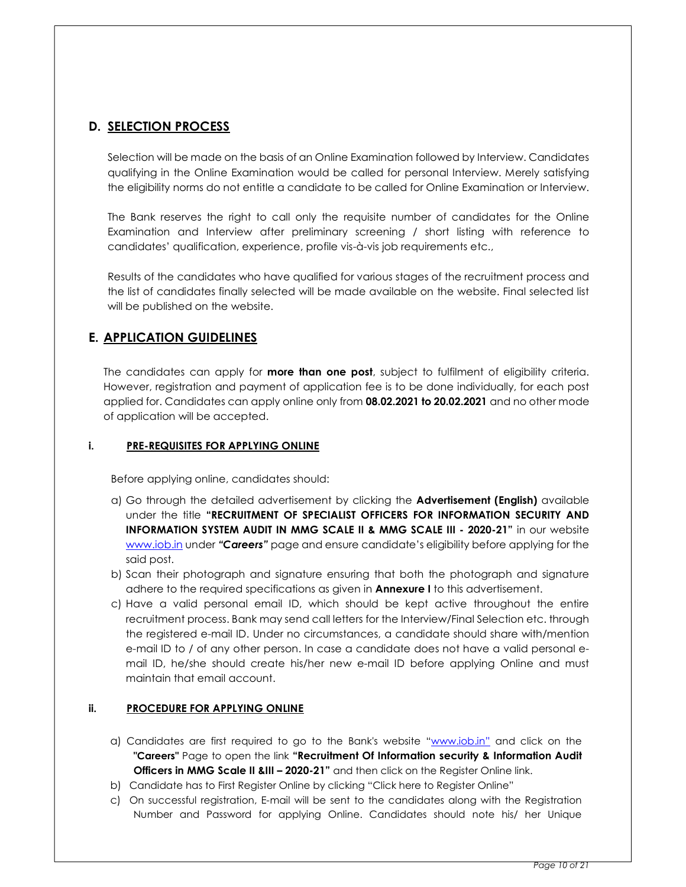## D. <u>SELECTION PROCESS</u>

Selection will be made on the basis of an Online Examination followed by Interview. Candidates qualifying in the Online Examination would be called for personal Interview. Merely satisfying the eligibility norms do not entitle a candidate to be called for Online Examination or Interview.

The Bank reserves the right to call only the requisite number of candidates for the Online Examination and Interview after preliminary screening / short listing with reference to candidates' qualification, experience, profile vis-à-vis job requirements etc.,

Results of the candidates who have qualified for various stages of the recruitment process and the list of candidates finally selected will be made available on the website. Final selected list will be published on the website.

## E. <u>APPLICATION GUIDELINES</u>

The candidates can apply for **more than one post**, subject to fulfilment of eligibility criteria. However, registration and payment of application fee is to be done individually, for each post applied for. Candidates can apply online only from **08.02.2021 to 20.02.2021** and no other mode of application will be accepted.

### i. <u>PRE-REQUISITES FOR APPLYING ONLINE</u>

Before applying online, candidates should:

a) Go through the detailed advertisement by clicking the **Advertisement (English)** available under the title **"RECRUITMENT OF SPECIALIST OFFICERS FOR INFORMATION SECURITY AND INFORMATION SYSTEM AUDIT IN MMG SCALE II & MMG SCALE III - 2020-21"** in our website www.iob.in under ***"Careers"*** page and ensure candidate's eligibility before applying for the said post.

b) Scan their photograph and signature ensuring that both the photograph and signature adhere to the required specifications as given in **Annexure I** to this advertisement.

c) Have a valid personal email ID, which should be kept active throughout the entire recruitment process. Bank may send call letters for the Interview/Final Selection etc. through the registered e-mail ID. Under no circumstances, a candidate should share with/mention e-mail ID to / of any other person. In case a candidate does not have a valid personal e-mail ID, he/she should create his/her new e-mail ID before applying Online and must maintain that email account.

### ii. <u>PROCEDURE FOR APPLYING ONLINE</u>

a) Candidates are first required to go to the Bank's website "www.iob.in" and click on the **"Careers"** Page to open the link **"Recruitment Of Information security & Information Audit Officers in MMG Scale II &III – 2020-21"** and then click on the Register Online link.

b) Candidate has to First Register Online by clicking "Click here to Register Online"

c) On successful registration, E-mail will be sent to the candidates along with the Registration Number and Password for applying Online. Candidates should note his/ her Unique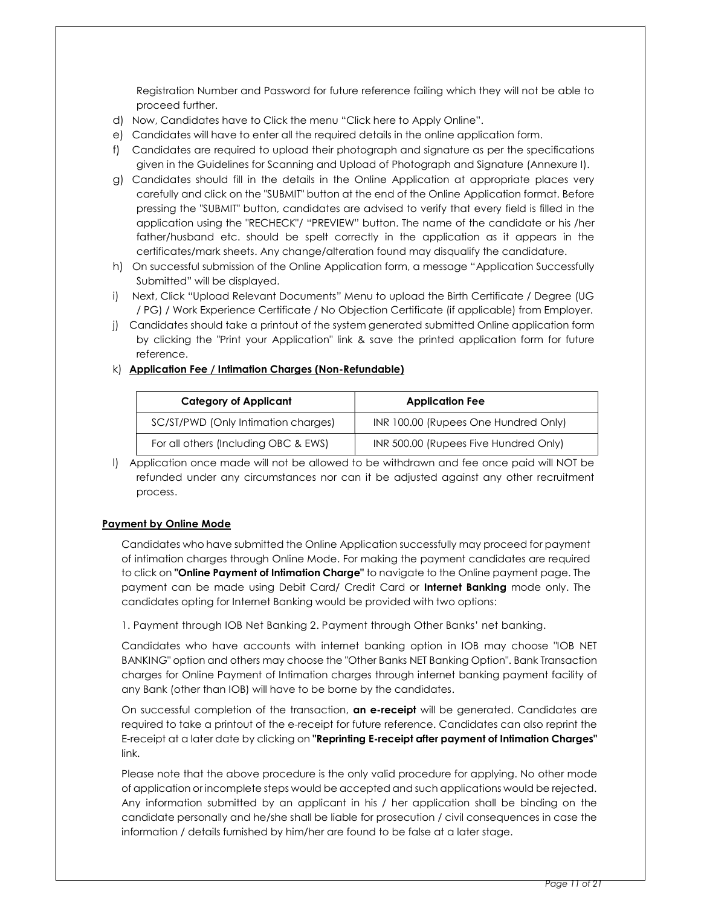Registration Number and Password for future reference failing which they will not be able to proceed further.

d) Now, Candidates have to Click the menu "Click here to Apply Online".

e) Candidates will have to enter all the required details in the online application form.

f) Candidates are required to upload their photograph and signature as per the specifications given in the Guidelines for Scanning and Upload of Photograph and Signature (Annexure I).

g) Candidates should fill in the details in the Online Application at appropriate places very carefully and click on the "SUBMIT" button at the end of the Online Application format. Before pressing the "SUBMIT" button, candidates are advised to verify that every field is filled in the application using the "RECHECK"/ "PREVIEW" button. The name of the candidate or his /her father/husband etc. should be spelt correctly in the application as it appears in the certificates/mark sheets. Any change/alteration found may disqualify the candidature.

h) On successful submission of the Online Application form, a message "Application Successfully Submitted" will be displayed.

i) Next, Click "Upload Relevant Documents" Menu to upload the Birth Certificate / Degree (UG / PG) / Work Experience Certificate / No Objection Certificate (if applicable) from Employer.

j) Candidates should take a printout of the system generated submitted Online application form by clicking the "Print your Application" link & save the printed application form for future reference.

k) **Application Fee / Intimation Charges (Non-Refundable)**

| Category of Applicant | Application Fee |
|---|---|
| SC/ST/PWD (Only Intimation charges) | INR 100.00 (Rupees One Hundred Only) |
| For all others (Including OBC & EWS) | INR 500.00 (Rupees Five Hundred Only) |

l) Application once made will not be allowed to be withdrawn and fee once paid will NOT be refunded under any circumstances nor can it be adjusted against any other recruitment process.

**Payment by Online Mode**

Candidates who have submitted the Online Application successfully may proceed for payment of intimation charges through Online Mode. For making the payment candidates are required to click on **"Online Payment of Intimation Charge"** to navigate to the Online payment page. The payment can be made using Debit Card/ Credit Card or **Internet Banking** mode only. The candidates opting for Internet Banking would be provided with two options:

1. Payment through IOB Net Banking 2. Payment through Other Banks' net banking.

Candidates who have accounts with internet banking option in IOB may choose "IOB NET BANKING" option and others may choose the "Other Banks NET Banking Option". Bank Transaction charges for Online Payment of Intimation charges through internet banking payment facility of any Bank (other than IOB) will have to be borne by the candidates.

On successful completion of the transaction, **an e-receipt** will be generated. Candidates are required to take a printout of the e-receipt for future reference. Candidates can also reprint the E-receipt at a later date by clicking on **"Reprinting E-receipt after payment of Intimation Charges"** link.

Please note that the above procedure is the only valid procedure for applying. No other mode of application or incomplete steps would be accepted and such applications would be rejected. Any information submitted by an applicant in his / her application shall be binding on the candidate personally and he/she shall be liable for prosecution / civil consequences in case the information / details furnished by him/her are found to be false at a later stage.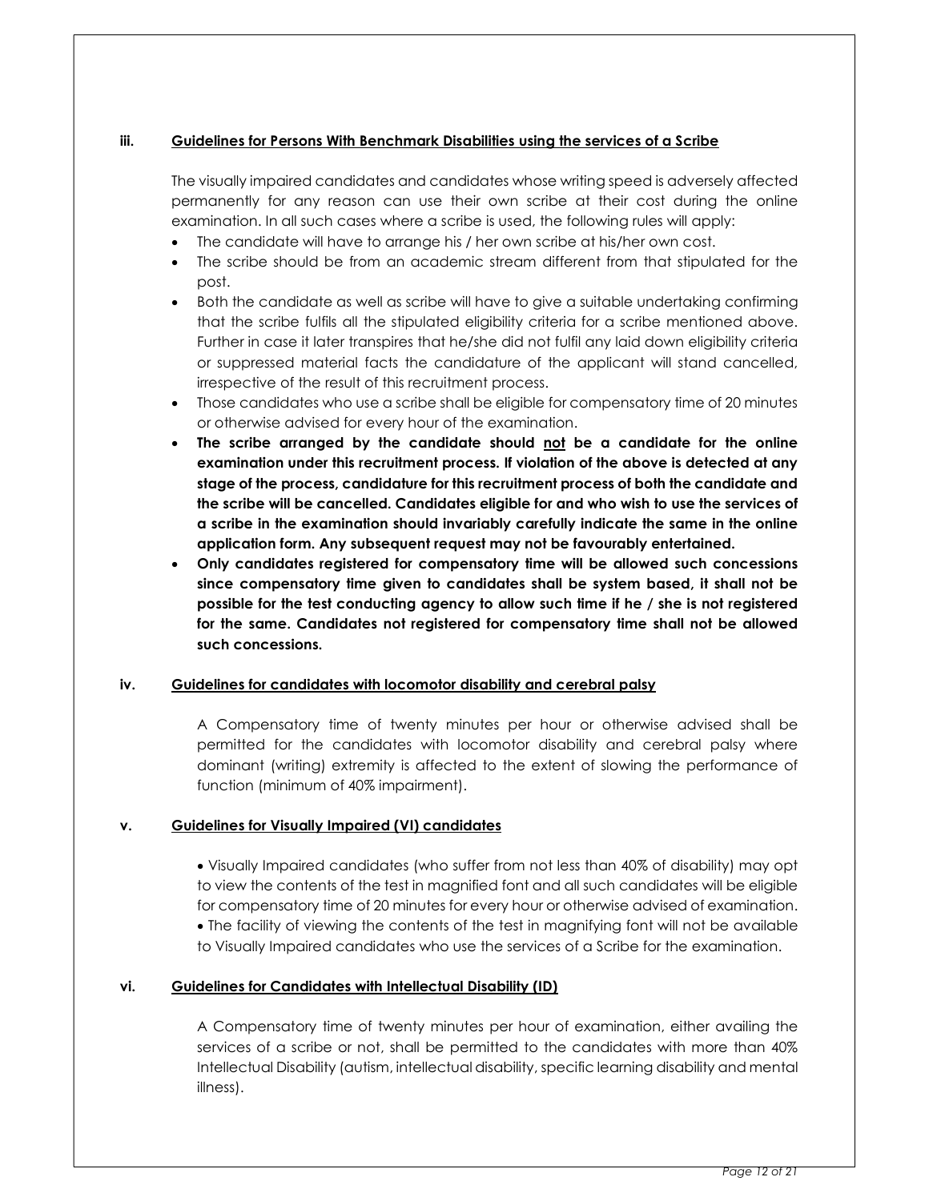### iii. Guidelines for Persons With Benchmark Disabilities using the services of a Scribe

The visually impaired candidates and candidates whose writing speed is adversely affected permanently for any reason can use their own scribe at their cost during the online examination. In all such cases where a scribe is used, the following rules will apply:

- The candidate will have to arrange his / her own scribe at his/her own cost.
- The scribe should be from an academic stream different from that stipulated for the post.
- Both the candidate as well as scribe will have to give a suitable undertaking confirming that the scribe fulfils all the stipulated eligibility criteria for a scribe mentioned above. Further in case it later transpires that he/she did not fulfil any laid down eligibility criteria or suppressed material facts the candidature of the applicant will stand cancelled, irrespective of the result of this recruitment process.
- Those candidates who use a scribe shall be eligible for compensatory time of 20 minutes or otherwise advised for every hour of the examination.
- **The scribe arranged by the candidate should not be a candidate for the online examination under this recruitment process. If violation of the above is detected at any stage of the process, candidature for this recruitment process of both the candidate and the scribe will be cancelled. Candidates eligible for and who wish to use the services of a scribe in the examination should invariably carefully indicate the same in the online application form. Any subsequent request may not be favourably entertained.**
- **Only candidates registered for compensatory time will be allowed such concessions since compensatory time given to candidates shall be system based, it shall not be possible for the test conducting agency to allow such time if he / she is not registered for the same. Candidates not registered for compensatory time shall not be allowed such concessions.**

### iv. Guidelines for candidates with locomotor disability and cerebral palsy

A Compensatory time of twenty minutes per hour or otherwise advised shall be permitted for the candidates with locomotor disability and cerebral palsy where dominant (writing) extremity is affected to the extent of slowing the performance of function (minimum of 40% impairment).

### v. Guidelines for Visually Impaired (VI) candidates

- Visually Impaired candidates (who suffer from not less than 40% of disability) may opt to view the contents of the test in magnified font and all such candidates will be eligible for compensatory time of 20 minutes for every hour or otherwise advised of examination.
- The facility of viewing the contents of the test in magnifying font will not be available to Visually Impaired candidates who use the services of a Scribe for the examination.

### vi. Guidelines for Candidates with Intellectual Disability (ID)

A Compensatory time of twenty minutes per hour of examination, either availing the services of a scribe or not, shall be permitted to the candidates with more than 40% Intellectual Disability (autism, intellectual disability, specific learning disability and mental illness).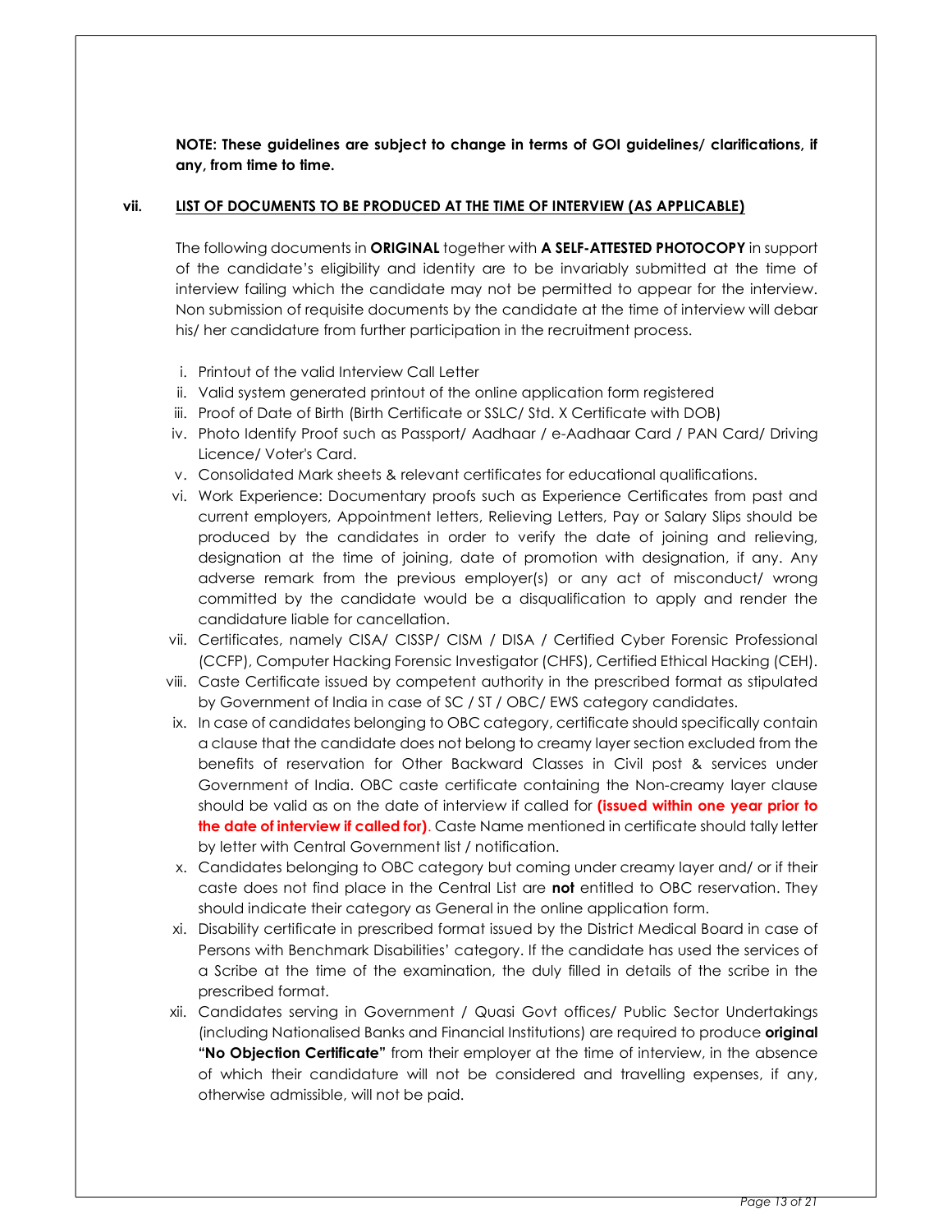**NOTE: These guidelines are subject to change in terms of GOI guidelines/ clarifications, if any, from time to time.**

**vii. LIST OF DOCUMENTS TO BE PRODUCED AT THE TIME OF INTERVIEW (AS APPLICABLE)**

The following documents in **ORIGINAL** together with **A SELF-ATTESTED PHOTOCOPY** in support of the candidate's eligibility and identity are to be invariably submitted at the time of interview failing which the candidate may not be permitted to appear for the interview. Non submission of requisite documents by the candidate at the time of interview will debar his/ her candidature from further participation in the recruitment process.

i. Printout of the valid Interview Call Letter
ii. Valid system generated printout of the online application form registered
iii. Proof of Date of Birth (Birth Certificate or SSLC/ Std. X Certificate with DOB)
iv. Photo Identify Proof such as Passport/ Aadhaar / e-Aadhaar Card / PAN Card/ Driving Licence/ Voter's Card.
v. Consolidated Mark sheets & relevant certificates for educational qualifications.
vi. Work Experience: Documentary proofs such as Experience Certificates from past and current employers, Appointment letters, Relieving Letters, Pay or Salary Slips should be produced by the candidates in order to verify the date of joining and relieving, designation at the time of joining, date of promotion with designation, if any. Any adverse remark from the previous employer(s) or any act of misconduct/ wrong committed by the candidate would be a disqualification to apply and render the candidature liable for cancellation.
vii. Certificates, namely CISA/ CISSP/ CISM / DISA / Certified Cyber Forensic Professional (CCFP), Computer Hacking Forensic Investigator (CHFS), Certified Ethical Hacking (CEH).
viii. Caste Certificate issued by competent authority in the prescribed format as stipulated by Government of India in case of SC / ST / OBC/ EWS category candidates.
ix. In case of candidates belonging to OBC category, certificate should specifically contain a clause that the candidate does not belong to creamy layer section excluded from the benefits of reservation for Other Backward Classes in Civil post & services under Government of India. OBC caste certificate containing the Non-creamy layer clause should be valid as on the date of interview if called for **(issued within one year prior to the date of interview if called for)**. Caste Name mentioned in certificate should tally letter by letter with Central Government list / notification.
x. Candidates belonging to OBC category but coming under creamy layer and/ or if their caste does not find place in the Central List are **not** entitled to OBC reservation. They should indicate their category as General in the online application form.
xi. Disability certificate in prescribed format issued by the District Medical Board in case of Persons with Benchmark Disabilities' category. If the candidate has used the services of a Scribe at the time of the examination, the duly filled in details of the scribe in the prescribed format.
xii. Candidates serving in Government / Quasi Govt offices/ Public Sector Undertakings (including Nationalised Banks and Financial Institutions) are required to produce **original "No Objection Certificate"** from their employer at the time of interview, in the absence of which their candidature will not be considered and travelling expenses, if any, otherwise admissible, will not be paid.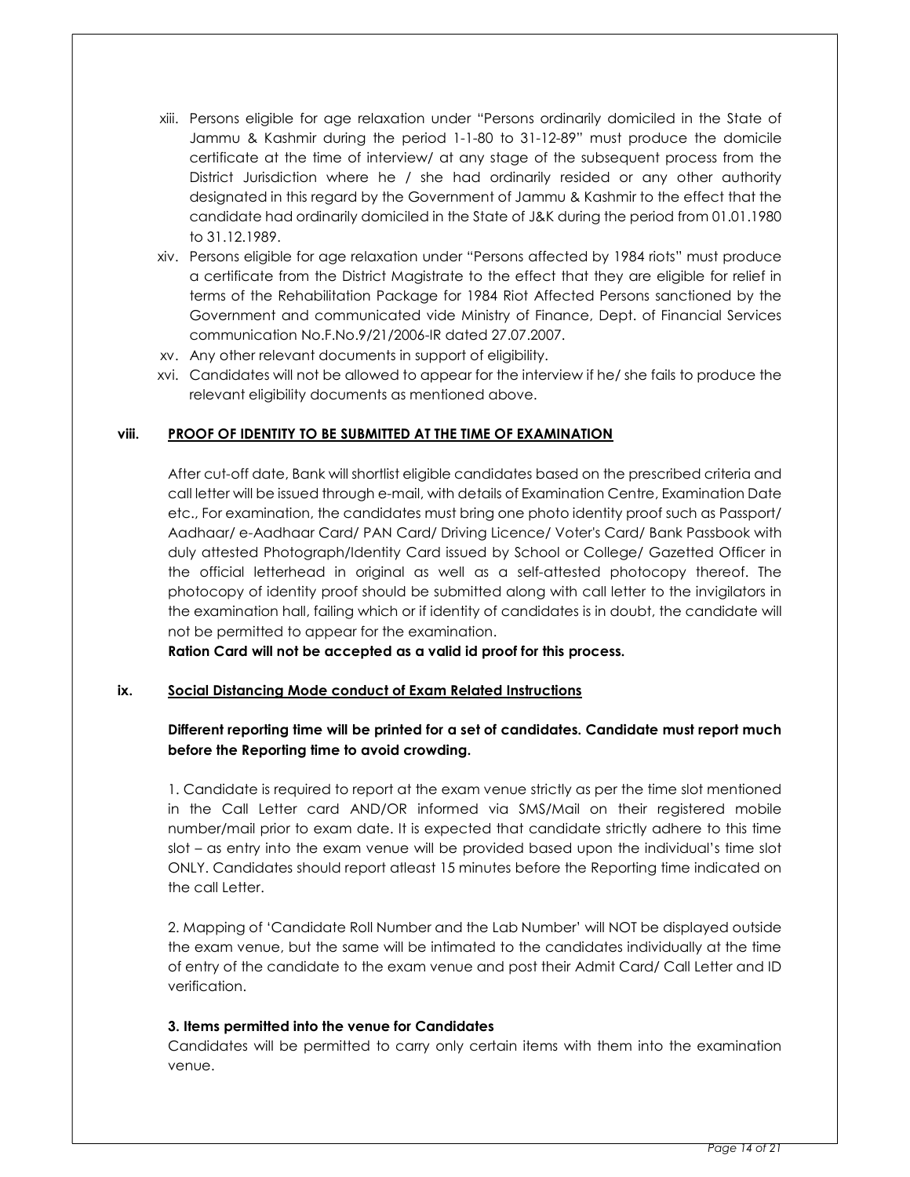xiii. Persons eligible for age relaxation under "Persons ordinarily domiciled in the State of Jammu & Kashmir during the period 1-1-80 to 31-12-89" must produce the domicile certificate at the time of interview/ at any stage of the subsequent process from the District Jurisdiction where he / she had ordinarily resided or any other authority designated in this regard by the Government of Jammu & Kashmir to the effect that the candidate had ordinarily domiciled in the State of J&K during the period from 01.01.1980 to 31.12.1989.

xiv. Persons eligible for age relaxation under "Persons affected by 1984 riots" must produce a certificate from the District Magistrate to the effect that they are eligible for relief in terms of the Rehabilitation Package for 1984 Riot Affected Persons sanctioned by the Government and communicated vide Ministry of Finance, Dept. of Financial Services communication No.F.No.9/21/2006-IR dated 27.07.2007.

xv. Any other relevant documents in support of eligibility.

xvi. Candidates will not be allowed to appear for the interview if he/ she fails to produce the relevant eligibility documents as mentioned above.

### viii. PROOF OF IDENTITY TO BE SUBMITTED AT THE TIME OF EXAMINATION

After cut-off date, Bank will shortlist eligible candidates based on the prescribed criteria and call letter will be issued through e-mail, with details of Examination Centre, Examination Date etc., For examination, the candidates must bring one photo identity proof such as Passport/ Aadhaar/ e-Aadhaar Card/ PAN Card/ Driving Licence/ Voter's Card/ Bank Passbook with duly attested Photograph/Identity Card issued by School or College/ Gazetted Officer in the official letterhead in original as well as a self-attested photocopy thereof. The photocopy of identity proof should be submitted along with call letter to the invigilators in the examination hall, failing which or if identity of candidates is in doubt, the candidate will not be permitted to appear for the examination.

**Ration Card will not be accepted as a valid id proof for this process.**

### ix. Social Distancing Mode conduct of Exam Related Instructions

**Different reporting time will be printed for a set of candidates. Candidate must report much before the Reporting time to avoid crowding.**

1. Candidate is required to report at the exam venue strictly as per the time slot mentioned in the Call Letter card AND/OR informed via SMS/Mail on their registered mobile number/mail prior to exam date. It is expected that candidate strictly adhere to this time slot – as entry into the exam venue will be provided based upon the individual's time slot ONLY. Candidates should report atleast 15 minutes before the Reporting time indicated on the call Letter.

2. Mapping of 'Candidate Roll Number and the Lab Number' will NOT be displayed outside the exam venue, but the same will be intimated to the candidates individually at the time of entry of the candidate to the exam venue and post their Admit Card/ Call Letter and ID verification.

**3. Items permitted into the venue for Candidates**

Candidates will be permitted to carry only certain items with them into the examination venue.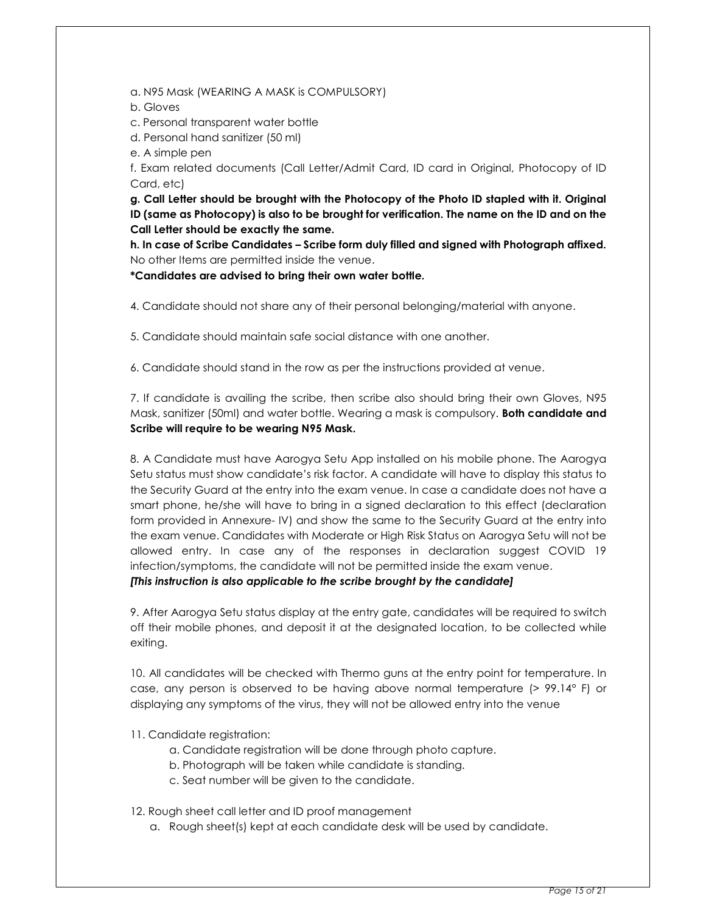a. N95 Mask (WEARING A MASK is COMPULSORY)

b. Gloves

c. Personal transparent water bottle

d. Personal hand sanitizer (50 ml)

e. A simple pen

f. Exam related documents (Call Letter/Admit Card, ID card in Original, Photocopy of ID Card, etc)

**g. Call Letter should be brought with the Photocopy of the Photo ID stapled with it. Original ID (same as Photocopy) is also to be brought for verification. The name on the ID and on the Call Letter should be exactly the same.**

**h. In case of Scribe Candidates – Scribe form duly filled and signed with Photograph affixed.** No other Items are permitted inside the venue.

**\*Candidates are advised to bring their own water bottle.**

4. Candidate should not share any of their personal belonging/material with anyone.

5. Candidate should maintain safe social distance with one another.

6. Candidate should stand in the row as per the instructions provided at venue.

7. If candidate is availing the scribe, then scribe also should bring their own Gloves, N95 Mask, sanitizer (50ml) and water bottle. Wearing a mask is compulsory. **Both candidate and Scribe will require to be wearing N95 Mask.**

8. A Candidate must have Aarogya Setu App installed on his mobile phone. The Aarogya Setu status must show candidate's risk factor. A candidate will have to display this status to the Security Guard at the entry into the exam venue. In case a candidate does not have a smart phone, he/she will have to bring in a signed declaration to this effect (declaration form provided in Annexure- IV) and show the same to the Security Guard at the entry into the exam venue. Candidates with Moderate or High Risk Status on Aarogya Setu will not be allowed entry. In case any of the responses in declaration suggest COVID 19 infection/symptoms, the candidate will not be permitted inside the exam venue.
***[This instruction is also applicable to the scribe brought by the candidate]***

9. After Aarogya Setu status display at the entry gate, candidates will be required to switch off their mobile phones, and deposit it at the designated location, to be collected while exiting.

10. All candidates will be checked with Thermo guns at the entry point for temperature. In case, any person is observed to be having above normal temperature (> 99.14° F) or displaying any symptoms of the virus, they will not be allowed entry into the venue

11. Candidate registration:
    a. Candidate registration will be done through photo capture.
    b. Photograph will be taken while candidate is standing.
    c. Seat number will be given to the candidate.

12. Rough sheet call letter and ID proof management
    a. Rough sheet(s) kept at each candidate desk will be used by candidate.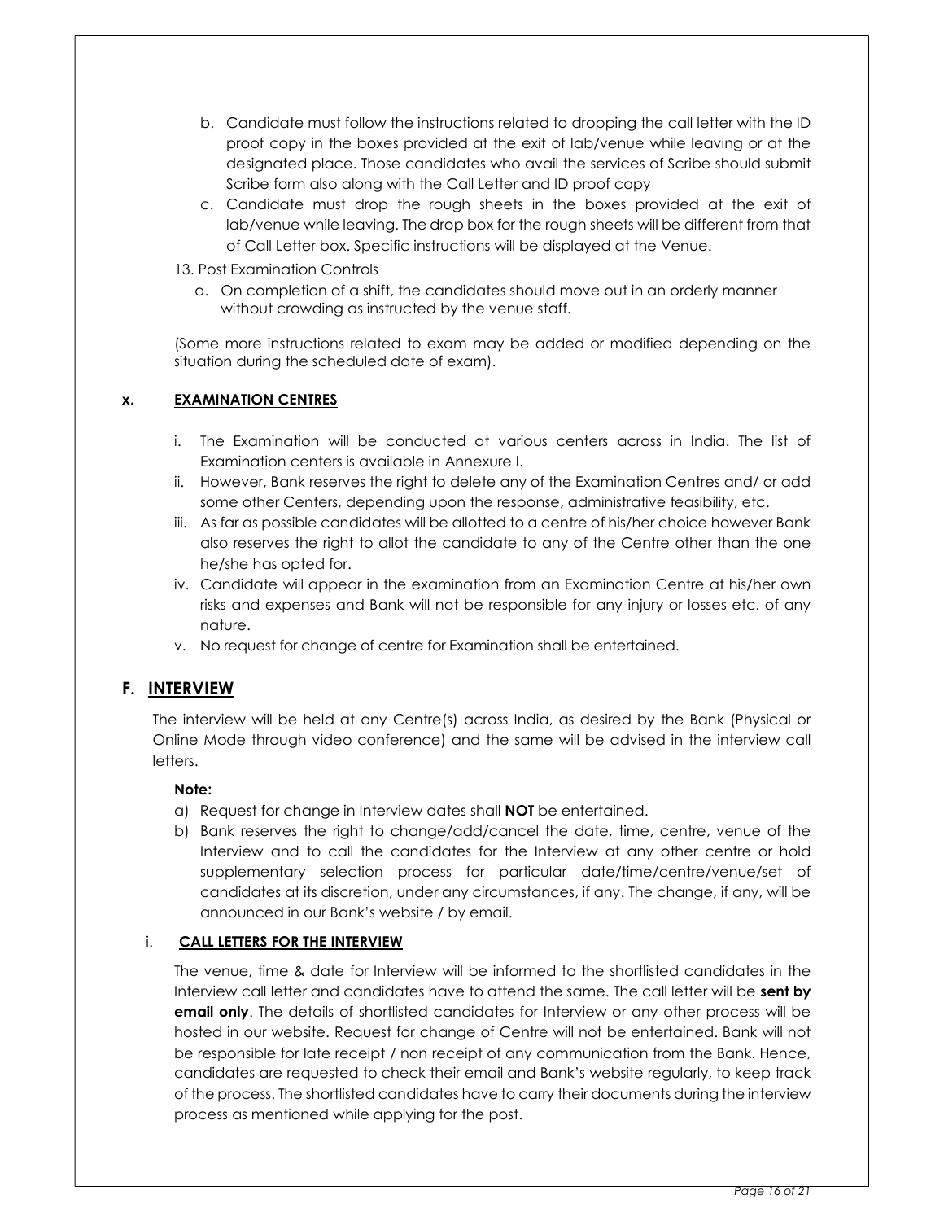b. Candidate must follow the instructions related to dropping the call letter with the ID proof copy in the boxes provided at the exit of lab/venue while leaving or at the designated place. Those candidates who avail the services of Scribe should submit Scribe form also along with the Call Letter and ID proof copy

c. Candidate must drop the rough sheets in the boxes provided at the exit of lab/venue while leaving. The drop box for the rough sheets will be different from that of Call Letter box. Specific instructions will be displayed at the Venue.

13. Post Examination Controls

a. On completion of a shift, the candidates should move out in an orderly manner without crowding as instructed by the venue staff.

(Some more instructions related to exam may be added or modified depending on the situation during the scheduled date of exam).

### x. EXAMINATION CENTRES

i. The Examination will be conducted at various centers across in India. The list of Examination centers is available in Annexure I.

ii. However, Bank reserves the right to delete any of the Examination Centres and/ or add some other Centers, depending upon the response, administrative feasibility, etc.

iii. As far as possible candidates will be allotted to a centre of his/her choice however Bank also reserves the right to allot the candidate to any of the Centre other than the one he/she has opted for.

iv. Candidate will appear in the examination from an Examination Centre at his/her own risks and expenses and Bank will not be responsible for any injury or losses etc. of any nature.

v. No request for change of centre for Examination shall be entertained.

## F. INTERVIEW

The interview will be held at any Centre(s) across India, as desired by the Bank (Physical or Online Mode through video conference) and the same will be advised in the interview call letters.

**Note:**

a) Request for change in Interview dates shall **NOT** be entertained.

b) Bank reserves the right to change/add/cancel the date, time, centre, venue of the Interview and to call the candidates for the Interview at any other centre or hold supplementary selection process for particular date/time/centre/venue/set of candidates at its discretion, under any circumstances, if any. The change, if any, will be announced in our Bank's website / by email.

### i. CALL LETTERS FOR THE INTERVIEW

The venue, time & date for Interview will be informed to the shortlisted candidates in the Interview call letter and candidates have to attend the same. The call letter will be **sent by email only**. The details of shortlisted candidates for Interview or any other process will be hosted in our website. Request for change of Centre will not be entertained. Bank will not be responsible for late receipt / non receipt of any communication from the Bank. Hence, candidates are requested to check their email and Bank's website regularly, to keep track of the process. The shortlisted candidates have to carry their documents during the interview process as mentioned while applying for the post.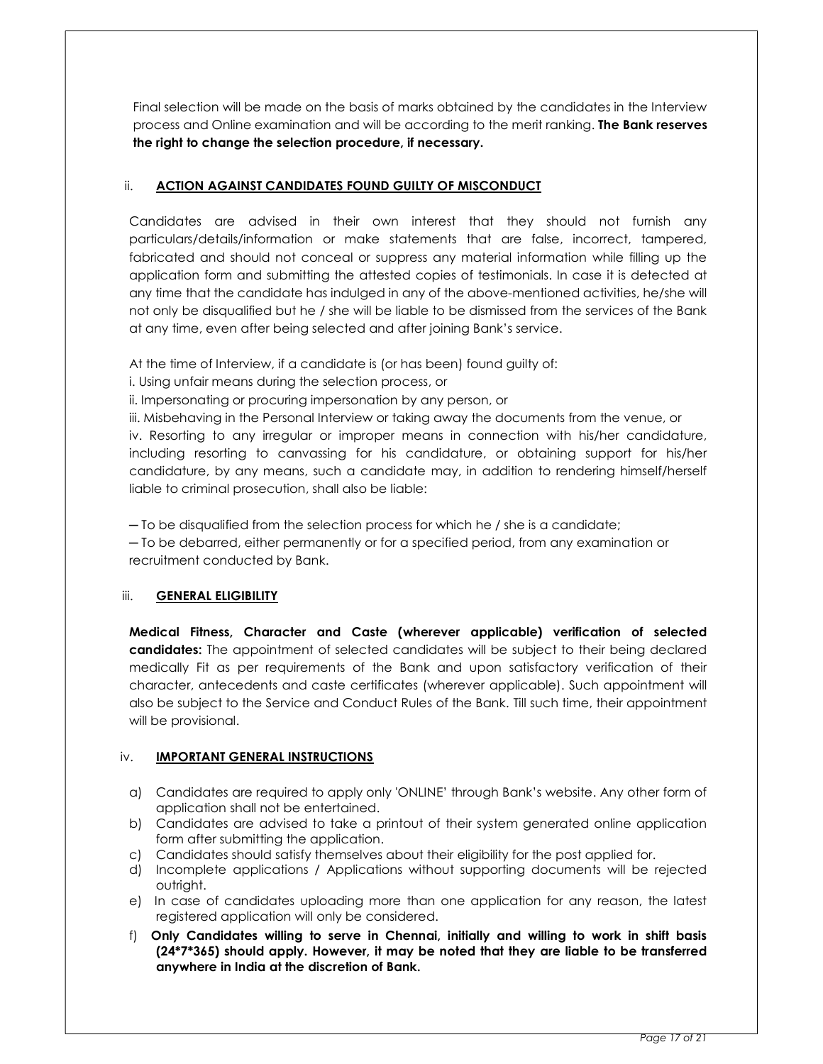Final selection will be made on the basis of marks obtained by the candidates in the Interview process and Online examination and will be according to the merit ranking. **The Bank reserves the right to change the selection procedure, if necessary.**

### ii. ACTION AGAINST CANDIDATES FOUND GUILTY OF MISCONDUCT

Candidates are advised in their own interest that they should not furnish any particulars/details/information or make statements that are false, incorrect, tampered, fabricated and should not conceal or suppress any material information while filling up the application form and submitting the attested copies of testimonials. In case it is detected at any time that the candidate has indulged in any of the above-mentioned activities, he/she will not only be disqualified but he / she will be liable to be dismissed from the services of the Bank at any time, even after being selected and after joining Bank's service.

At the time of Interview, if a candidate is (or has been) found guilty of:

i. Using unfair means during the selection process, or

ii. Impersonating or procuring impersonation by any person, or

iii. Misbehaving in the Personal Interview or taking away the documents from the venue, or

iv. Resorting to any irregular or improper means in connection with his/her candidature, including resorting to canvassing for his candidature, or obtaining support for his/her candidature, by any means, such a candidate may, in addition to rendering himself/herself liable to criminal prosecution, shall also be liable:

─ To be disqualified from the selection process for which he / she is a candidate;

─ To be debarred, either permanently or for a specified period, from any examination or recruitment conducted by Bank.

### iii. GENERAL ELIGIBILITY

**Medical Fitness, Character and Caste (wherever applicable) verification of selected candidates:** The appointment of selected candidates will be subject to their being declared medically Fit as per requirements of the Bank and upon satisfactory verification of their character, antecedents and caste certificates (wherever applicable). Such appointment will also be subject to the Service and Conduct Rules of the Bank. Till such time, their appointment will be provisional.

### iv. IMPORTANT GENERAL INSTRUCTIONS

a) Candidates are required to apply only 'ONLINE' through Bank's website. Any other form of application shall not be entertained.

b) Candidates are advised to take a printout of their system generated online application form after submitting the application.

c) Candidates should satisfy themselves about their eligibility for the post applied for.

d) Incomplete applications / Applications without supporting documents will be rejected outright.

e) In case of candidates uploading more than one application for any reason, the latest registered application will only be considered.

f) **Only Candidates willing to serve in Chennai, initially and willing to work in shift basis (24*7*365) should apply. However, it may be noted that they are liable to be transferred anywhere in India at the discretion of Bank.**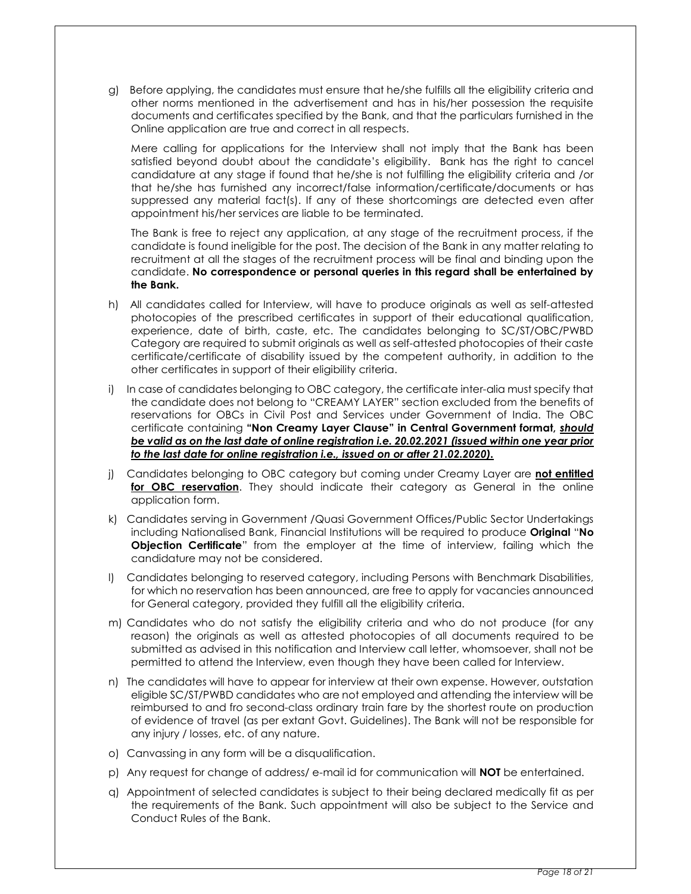g) Before applying, the candidates must ensure that he/she fulfills all the eligibility criteria and other norms mentioned in the advertisement and has in his/her possession the requisite documents and certificates specified by the Bank, and that the particulars furnished in the Online application are true and correct in all respects.

   Mere calling for applications for the Interview shall not imply that the Bank has been satisfied beyond doubt about the candidate's eligibility. Bank has the right to cancel candidature at any stage if found that he/she is not fulfilling the eligibility criteria and /or that he/she has furnished any incorrect/false information/certificate/documents or has suppressed any material fact(s). If any of these shortcomings are detected even after appointment his/her services are liable to be terminated.

   The Bank is free to reject any application, at any stage of the recruitment process, if the candidate is found ineligible for the post. The decision of the Bank in any matter relating to recruitment at all the stages of the recruitment process will be final and binding upon the candidate. **No correspondence or personal queries in this regard shall be entertained by the Bank.**

h) All candidates called for Interview, will have to produce originals as well as self-attested photocopies of the prescribed certificates in support of their educational qualification, experience, date of birth, caste, etc. The candidates belonging to SC/ST/OBC/PWBD Category are required to submit originals as well as self-attested photocopies of their caste certificate/certificate of disability issued by the competent authority, in addition to the other certificates in support of their eligibility criteria.

i) In case of candidates belonging to OBC category, the certificate inter-alia must specify that the candidate does not belong to "CREAMY LAYER" section excluded from the benefits of reservations for OBCs in Civil Post and Services under Government of India. The OBC certificate containing **"Non Creamy Layer Clause" in Central Government format, *should be valid as on the last date of online registration i.e. 20.02.2021 (issued within one year prior to the last date for online registration i.e., issued on or after 21.02.2020).***

j) Candidates belonging to OBC category but coming under Creamy Layer are **not entitled for OBC reservation**. They should indicate their category as General in the online application form.

k) Candidates serving in Government /Quasi Government Offices/Public Sector Undertakings including Nationalised Bank, Financial Institutions will be required to produce **Original** "**No Objection Certificate**" from the employer at the time of interview, failing which the candidature may not be considered.

l) Candidates belonging to reserved category, including Persons with Benchmark Disabilities, for which no reservation has been announced, are free to apply for vacancies announced for General category, provided they fulfill all the eligibility criteria.

m) Candidates who do not satisfy the eligibility criteria and who do not produce (for any reason) the originals as well as attested photocopies of all documents required to be submitted as advised in this notification and Interview call letter, whomsoever, shall not be permitted to attend the Interview, even though they have been called for Interview.

n) The candidates will have to appear for interview at their own expense. However, outstation eligible SC/ST/PWBD candidates who are not employed and attending the interview will be reimbursed to and fro second-class ordinary train fare by the shortest route on production of evidence of travel (as per extant Govt. Guidelines). The Bank will not be responsible for any injury / losses, etc. of any nature.

o) Canvassing in any form will be a disqualification.

p) Any request for change of address/ e-mail id for communication will **NOT** be entertained.

q) Appointment of selected candidates is subject to their being declared medically fit as per the requirements of the Bank. Such appointment will also be subject to the Service and Conduct Rules of the Bank.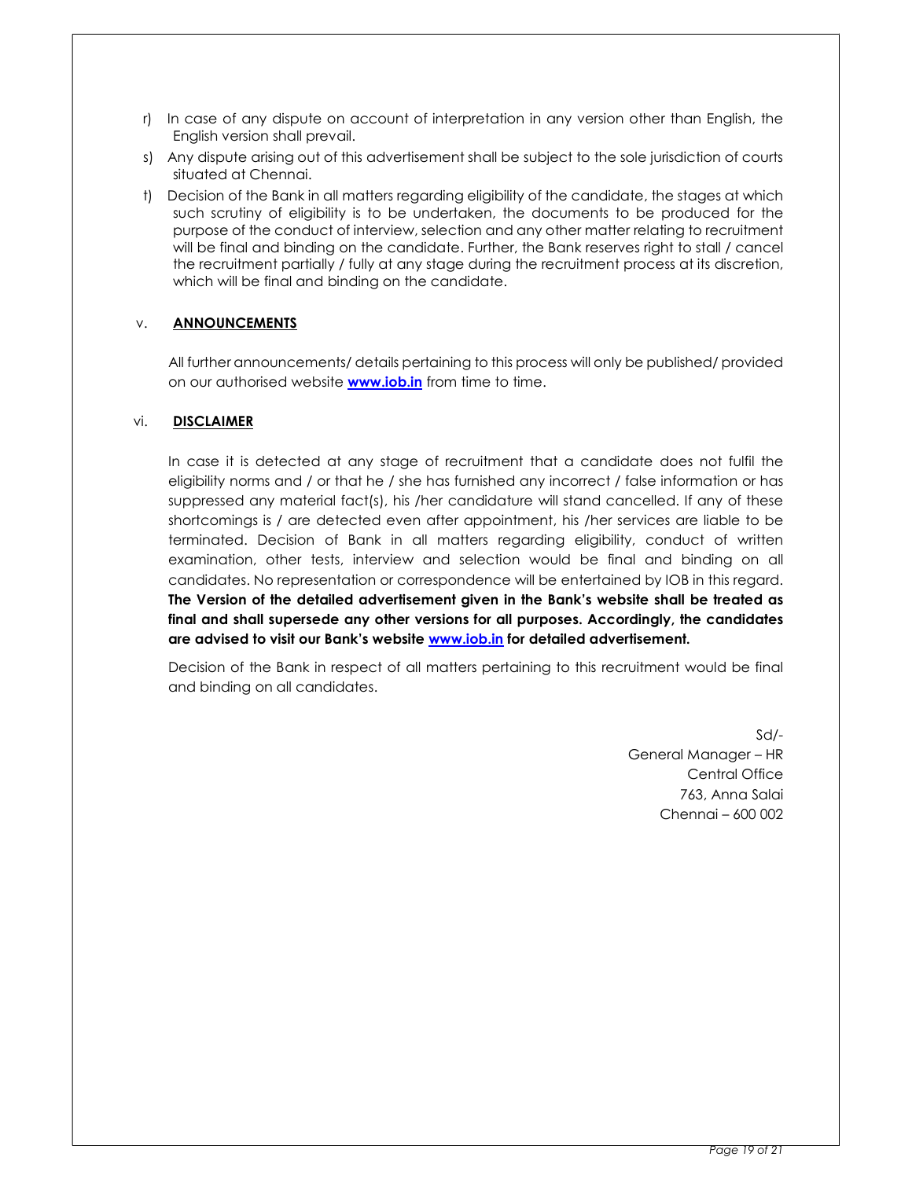r) In case of any dispute on account of interpretation in any version other than English, the English version shall prevail.

s) Any dispute arising out of this advertisement shall be subject to the sole jurisdiction of courts situated at Chennai.

t) Decision of the Bank in all matters regarding eligibility of the candidate, the stages at which such scrutiny of eligibility is to be undertaken, the documents to be produced for the purpose of the conduct of interview, selection and any other matter relating to recruitment will be final and binding on the candidate. Further, the Bank reserves right to stall / cancel the recruitment partially / fully at any stage during the recruitment process at its discretion, which will be final and binding on the candidate.

## v. ANNOUNCEMENTS

All further announcements/ details pertaining to this process will only be published/ provided on our authorised website **www.iob.in** from time to time.

## vi. DISCLAIMER

In case it is detected at any stage of recruitment that a candidate does not fulfil the eligibility norms and / or that he / she has furnished any incorrect / false information or has suppressed any material fact(s), his /her candidature will stand cancelled. If any of these shortcomings is / are detected even after appointment, his /her services are liable to be terminated. Decision of Bank in all matters regarding eligibility, conduct of written examination, other tests, interview and selection would be final and binding on all candidates. No representation or correspondence will be entertained by IOB in this regard. **The Version of the detailed advertisement given in the Bank's website shall be treated as final and shall supersede any other versions for all purposes. Accordingly, the candidates are advised to visit our Bank's website www.iob.in for detailed advertisement.**

Decision of the Bank in respect of all matters pertaining to this recruitment would be final and binding on all candidates.

Sd/-
General Manager – HR
Central Office
763, Anna Salai
Chennai – 600 002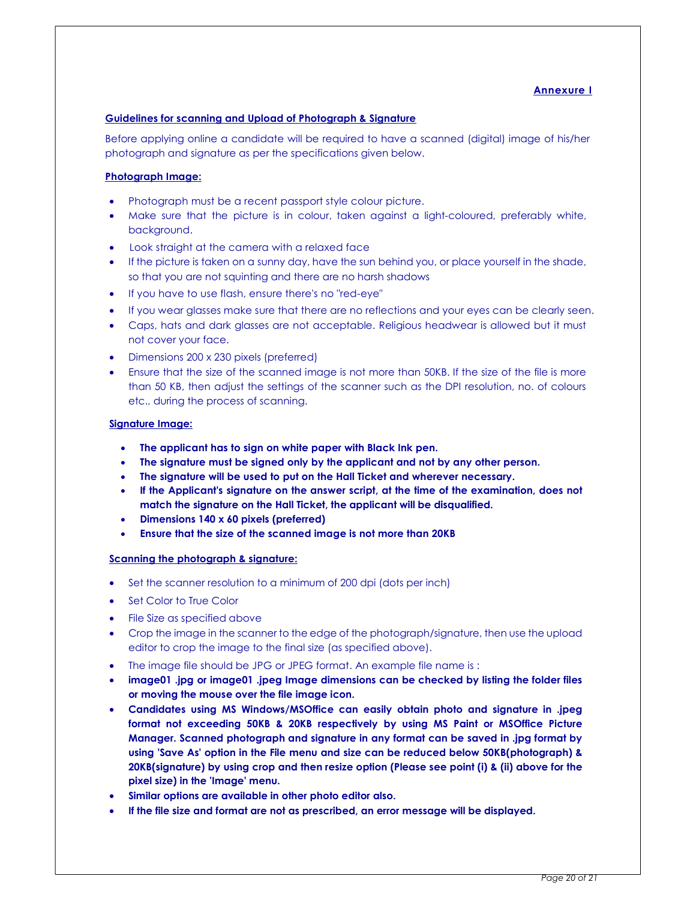**Annexure I**

**Guidelines for scanning and Upload of Photograph & Signature**

Before applying online a candidate will be required to have a scanned (digital) image of his/her photograph and signature as per the specifications given below.

**Photograph Image:**

- Photograph must be a recent passport style colour picture.
- Make sure that the picture is in colour, taken against a light-coloured, preferably white, background.
- Look straight at the camera with a relaxed face
- If the picture is taken on a sunny day, have the sun behind you, or place yourself in the shade, so that you are not squinting and there are no harsh shadows
- If you have to use flash, ensure there's no "red-eye"
- If you wear glasses make sure that there are no reflections and your eyes can be clearly seen.
- Caps, hats and dark glasses are not acceptable. Religious headwear is allowed but it must not cover your face.
- Dimensions 200 x 230 pixels (preferred)
- Ensure that the size of the scanned image is not more than 50KB. If the size of the file is more than 50 KB, then adjust the settings of the scanner such as the DPI resolution, no. of colours etc., during the process of scanning.

**Signature Image:**

- **The applicant has to sign on white paper with Black Ink pen.**
- **The signature must be signed only by the applicant and not by any other person.**
- **The signature will be used to put on the Hall Ticket and wherever necessary.**
- **If the Applicant's signature on the answer script, at the time of the examination, does not match the signature on the Hall Ticket, the applicant will be disqualified.**
- **Dimensions 140 x 60 pixels (preferred)**
- **Ensure that the size of the scanned image is not more than 20KB**

**Scanning the photograph & signature:**

- Set the scanner resolution to a minimum of 200 dpi (dots per inch)
- Set Color to True Color
- File Size as specified above
- Crop the image in the scanner to the edge of the photograph/signature, then use the upload editor to crop the image to the final size (as specified above).
- The image file should be JPG or JPEG format. An example file name is :
- **image01 .jpg or image01 .jpeg Image dimensions can be checked by listing the folder files or moving the mouse over the file image icon.**
- **Candidates using MS Windows/MSOffice can easily obtain photo and signature in .jpeg format not exceeding 50KB & 20KB respectively by using MS Paint or MSOffice Picture Manager. Scanned photograph and signature in any format can be saved in .jpg format by using 'Save As' option in the File menu and size can be reduced below 50KB(photograph) & 20KB(signature) by using crop and then resize option (Please see point (i) & (ii) above for the pixel size) in the 'Image' menu.**
- **Similar options are available in other photo editor also.**
- **If the file size and format are not as prescribed, an error message will be displayed.**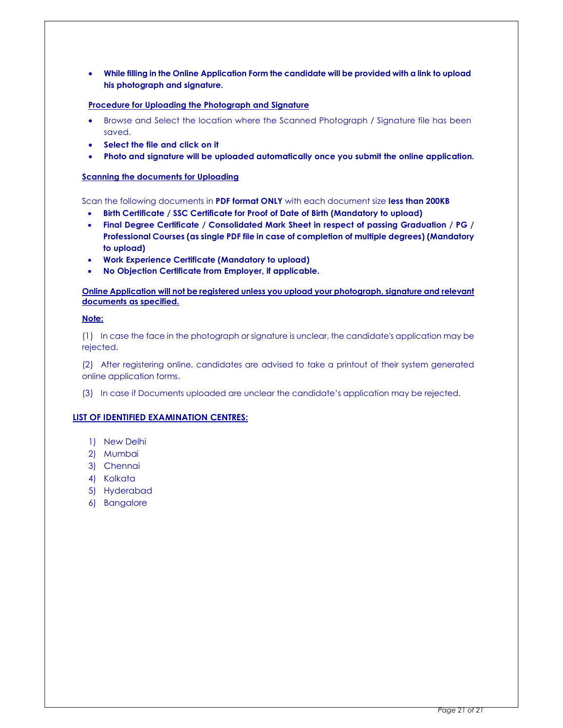- **While filling in the Online Application Form the candidate will be provided with a link to upload his photograph and signature.**

**Procedure for Uploading the Photograph and Signature**

- Browse and Select the location where the Scanned Photograph / Signature file has been saved.
- **Select the file and click on it**
- **Photo and signature will be uploaded automatically once you submit the online application.**

**Scanning the documents for Uploading**

Scan the following documents in **PDF format ONLY** with each document size **less than 200KB**

- **Birth Certificate / SSC Certificate for Proof of Date of Birth (Mandatory to upload)**
- **Final Degree Certificate / Consolidated Mark Sheet in respect of passing Graduation / PG / Professional Courses (as single PDF file in case of completion of multiple degrees) (Mandatory to upload)**
- **Work Experience Certificate (Mandatory to upload)**
- **No Objection Certificate from Employer, if applicable.**

**Online Application will not be registered unless you upload your photograph, signature and relevant documents as specified.**

**Note:**

(1) In case the face in the photograph or signature is unclear, the candidate's application may be rejected.

(2) After registering online, candidates are advised to take a printout of their system generated online application forms.

(3) In case if Documents uploaded are unclear the candidate's application may be rejected.

**LIST OF IDENTIFIED EXAMINATION CENTRES:**

1) New Delhi
2) Mumbai
3) Chennai
4) Kolkata
5) Hyderabad
6) Bangalore